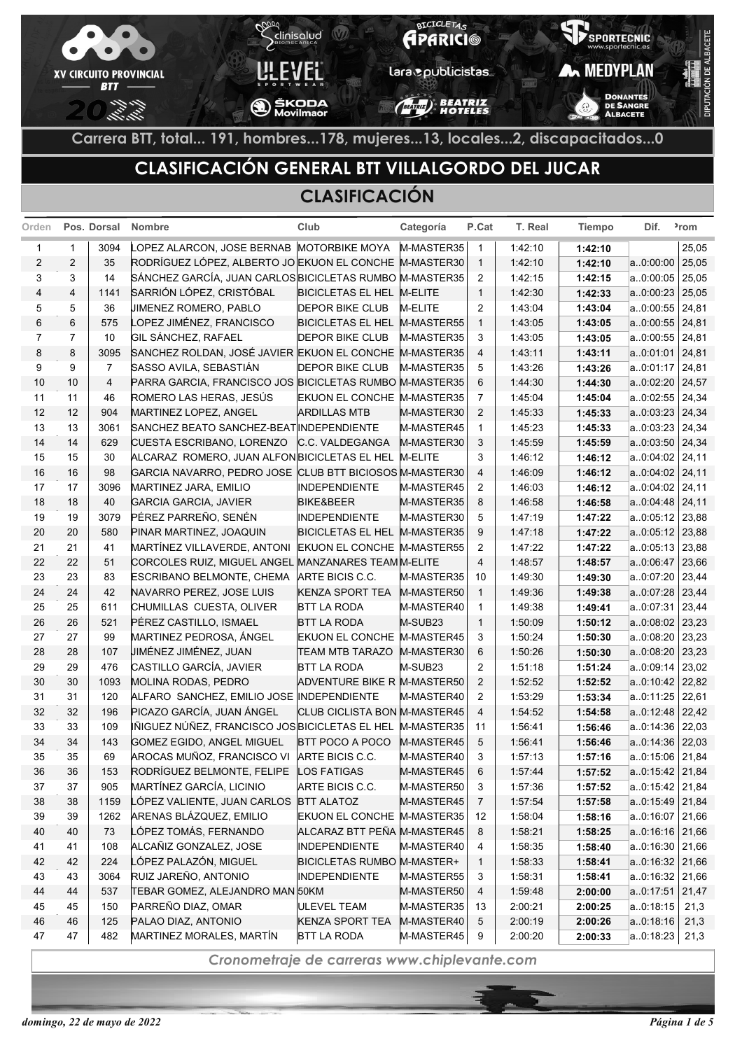XV CIRCUITO PROVINCIAL BTT 2022

Carrera BTT, total... 191, hombres...178, mujeres...13, locales...2, discapacitados...0

## CLASIFICACIÓN GENERAL BTT VILLALGORDO DEL JUCAR

## CLASIFICACIÓN

| Orden | Pos. | Dorsal | Nombre | Club | Categoría | P.Cat | T. Real | Tiempo | Dif. | Prom |
|---|---|---|---|---|---|---|---|---|---|---|
| 1 | 1 | 3094 | LOPEZ ALARCON, JOSE BERNAB | MOTORBIKE MOYA | M-MASTER35 | 1 | 1:42:10 | **1:42:10** | | 25,05 |
| 2 | 2 | 35 | RODRÍGUEZ LÓPEZ, ALBERTO JO | EKUON EL CONCHE | M-MASTER30 | 1 | 1:42:10 | **1:42:10** | a..0:00:00 | 25,05 |
| 3 | 3 | 14 | SÁNCHEZ GARCÍA, JUAN CARLOS | BICICLETAS RUMBO | M-MASTER35 | 2 | 1:42:15 | **1:42:15** | a..0:00:05 | 25,05 |
| 4 | 4 | 1141 | SARRIÓN LÓPEZ, CRISTÓBAL | BICICLETAS EL HEL | M-ELITE | 1 | 1:42:30 | **1:42:33** | a..0:00:23 | 25,05 |
| 5 | 5 | 36 | JIMENEZ ROMERO, PABLO | DEPOR BIKE CLUB | M-ELITE | 2 | 1:43:04 | **1:43:04** | a..0:00:55 | 24,81 |
| 6 | 6 | 575 | LOPEZ JIMÉNEZ, FRANCISCO | BICICLETAS EL HEL | M-MASTER55 | 1 | 1:43:05 | **1:43:05** | a..0:00:55 | 24,81 |
| 7 | 7 | 10 | GIL SÁNCHEZ, RAFAEL | DEPOR BIKE CLUB | M-MASTER35 | 3 | 1:43:05 | **1:43:05** | a..0:00:55 | 24,81 |
| 8 | 8 | 3095 | SANCHEZ ROLDAN, JOSÉ JAVIER | EKUON EL CONCHE | M-MASTER35 | 4 | 1:43:11 | **1:43:11** | a..0:01:01 | 24,81 |
| 9 | 9 | 7 | SASSO AVILA, SEBASTIÁN | DEPOR BIKE CLUB | M-MASTER35 | 5 | 1:43:26 | **1:43:26** | a..0:01:17 | 24,81 |
| 10 | 10 | 4 | PARRA GARCIA, FRANCISCO JOS | BICICLETAS RUMBO | M-MASTER35 | 6 | 1:44:30 | **1:44:30** | a..0:02:20 | 24,57 |
| 11 | 11 | 46 | ROMERO LAS HERAS, JESÚS | EKUON EL CONCHE | M-MASTER35 | 7 | 1:45:04 | **1:45:04** | a..0:02:55 | 24,34 |
| 12 | 12 | 904 | MARTINEZ LOPEZ, ANGEL | ARDILLAS MTB | M-MASTER30 | 2 | 1:45:33 | **1:45:33** | a..0:03:23 | 24,34 |
| 13 | 13 | 3061 | SANCHEZ BEATO SANCHEZ-BEAT | INDEPENDIENTE | M-MASTER45 | 1 | 1:45:23 | **1:45:33** | a..0:03:23 | 24,34 |
| 14 | 14 | 629 | CUESTA ESCRIBANO, LORENZO | C.C. VALDEGANGA | M-MASTER30 | 3 | 1:45:59 | **1:45:59** | a..0:03:50 | 24,34 |
| 15 | 15 | 30 | ALCARAZ ROMERO, JUAN ALFON | BICICLETAS EL HEL | M-ELITE | 3 | 1:46:12 | **1:46:12** | a..0:04:02 | 24,11 |
| 16 | 16 | 98 | GARCIA NAVARRO, PEDRO JOSE | CLUB BTT BICIOSOS | M-MASTER30 | 4 | 1:46:09 | **1:46:12** | a..0:04:02 | 24,11 |
| 17 | 17 | 3096 | MARTINEZ JARA, EMILIO | INDEPENDIENTE | M-MASTER45 | 2 | 1:46:03 | **1:46:12** | a..0:04:02 | 24,11 |
| 18 | 18 | 40 | GARCIA GARCIA, JAVIER | BIKE&BEER | M-MASTER35 | 8 | 1:46:58 | **1:46:58** | a..0:04:48 | 24,11 |
| 19 | 19 | 3079 | PÉREZ PARREÑO, SENÉN | INDEPENDIENTE | M-MASTER30 | 5 | 1:47:19 | **1:47:22** | a..0:05:12 | 23,88 |
| 20 | 20 | 580 | PINAR MARTINEZ, JOAQUIN | BICICLETAS EL HEL | M-MASTER35 | 9 | 1:47:18 | **1:47:22** | a..0:05:12 | 23,88 |
| 21 | 21 | 41 | MARTÍNEZ VILLAVERDE, ANTONI | EKUON EL CONCHE | M-MASTER55 | 2 | 1:47:22 | **1:47:22** | a..0:05:13 | 23,88 |
| 22 | 22 | 51 | CORCOLES RUIZ, MIGUEL ANGEL | MANZANARES TEAM | M-ELITE | 4 | 1:48:57 | **1:48:57** | a..0:06:47 | 23,66 |
| 23 | 23 | 83 | ESCRIBANO BELMONTE, CHEMA | ARTE BICIS C.C. | M-MASTER35 | 10 | 1:49:30 | **1:49:30** | a..0:07:20 | 23,44 |
| 24 | 24 | 42 | NAVARRO PEREZ, JOSE LUIS | KENZA SPORT TEA | M-MASTER50 | 1 | 1:49:36 | **1:49:38** | a..0:07:28 | 23,44 |
| 25 | 25 | 611 | CHUMILLAS CUESTA, OLIVER | BTT LA RODA | M-MASTER40 | 1 | 1:49:38 | **1:49:41** | a..0:07:31 | 23,44 |
| 26 | 26 | 521 | PÉREZ CASTILLO, ISMAEL | BTT LA RODA | M-SUB23 | 1 | 1:50:09 | **1:50:12** | a..0:08:02 | 23,23 |
| 27 | 27 | 99 | MARTINEZ PEDROSA, ÁNGEL | EKUON EL CONCHE | M-MASTER45 | 3 | 1:50:24 | **1:50:30** | a..0:08:20 | 23,23 |
| 28 | 28 | 107 | JIMÉNEZ JIMÉNEZ, JUAN | TEAM MTB TARAZO | M-MASTER30 | 6 | 1:50:26 | **1:50:30** | a..0:08:20 | 23,23 |
| 29 | 29 | 476 | CASTILLO GARCÍA, JAVIER | BTT LA RODA | M-SUB23 | 2 | 1:51:18 | **1:51:24** | a..0:09:14 | 23,02 |
| 30 | 30 | 1093 | MOLINA RODAS, PEDRO | ADVENTURE BIKE R | M-MASTER50 | 2 | 1:52:52 | **1:52:52** | a..0:10:42 | 22,82 |
| 31 | 31 | 120 | ALFARO SANCHEZ, EMILIO JOSE | INDEPENDIENTE | M-MASTER40 | 2 | 1:53:29 | **1:53:34** | a..0:11:25 | 22,61 |
| 32 | 32 | 196 | PICAZO GARCÍA, JUAN ÁNGEL | CLUB CICLISTA BON | M-MASTER45 | 4 | 1:54:52 | **1:54:58** | a..0:12:48 | 22,42 |
| 33 | 33 | 109 | IÑIGUEZ NÚÑEZ, FRANCISCO JOS | BICICLETAS EL HEL | M-MASTER35 | 11 | 1:56:41 | **1:56:46** | a..0:14:36 | 22,03 |
| 34 | 34 | 143 | GOMEZ EGIDO, ANGEL MIGUEL | BTT POCO A POCO | M-MASTER45 | 5 | 1:56:41 | **1:56:46** | a..0:14:36 | 22,03 |
| 35 | 35 | 69 | AROCAS MUÑOZ, FRANCISCO VI | ARTE BICIS C.C. | M-MASTER40 | 3 | 1:57:13 | **1:57:16** | a..0:15:06 | 21,84 |
| 36 | 36 | 153 | RODRÍGUEZ BELMONTE, FELIPE | LOS FATIGAS | M-MASTER45 | 6 | 1:57:44 | **1:57:52** | a..0:15:42 | 21,84 |
| 37 | 37 | 905 | MARTÍNEZ GARCÍA, LICINIO | ARTE BICIS C.C. | M-MASTER50 | 3 | 1:57:36 | **1:57:52** | a..0:15:42 | 21,84 |
| 38 | 38 | 1159 | LÓPEZ VALIENTE, JUAN CARLOS | BTT ALATOZ | M-MASTER45 | 7 | 1:57:54 | **1:57:58** | a..0:15:49 | 21,84 |
| 39 | 39 | 1262 | ARENAS BLÁZQUEZ, EMILIO | EKUON EL CONCHE | M-MASTER35 | 12 | 1:58:04 | **1:58:16** | a..0:16:07 | 21,66 |
| 40 | 40 | 73 | LÓPEZ TOMÁS, FERNANDO | ALCARAZ BTT PEÑA | M-MASTER45 | 8 | 1:58:21 | **1:58:25** | a..0:16:16 | 21,66 |
| 41 | 41 | 108 | ALCAÑIZ GONZALEZ, JOSE | INDEPENDIENTE | M-MASTER40 | 4 | 1:58:35 | **1:58:40** | a..0:16:30 | 21,66 |
| 42 | 42 | 224 | LÓPEZ PALAZÓN, MIGUEL | BICICLETAS RUMBO | M-MASTER+ | 1 | 1:58:33 | **1:58:41** | a..0:16:32 | 21,66 |
| 43 | 43 | 3064 | RUIZ JAREÑO, ANTONIO | INDEPENDIENTE | M-MASTER55 | 3 | 1:58:31 | **1:58:41** | a..0:16:32 | 21,66 |
| 44 | 44 | 537 | TEBAR GOMEZ, ALEJANDRO MAN | 50KM | M-MASTER50 | 4 | 1:59:48 | **2:00:00** | a..0:17:51 | 21,47 |
| 45 | 45 | 150 | PARREÑO DIAZ, OMAR | ULEVEL TEAM | M-MASTER35 | 13 | 2:00:21 | **2:00:25** | a..0:18:15 | 21,3 |
| 46 | 46 | 125 | PALAO DIAZ, ANTONIO | KENZA SPORT TEA | M-MASTER40 | 5 | 2:00:19 | **2:00:26** | a..0:18:16 | 21,3 |
| 47 | 47 | 482 | MARTINEZ MORALES, MARTÍN | BTT LA RODA | M-MASTER45 | 9 | 2:00:20 | **2:00:33** | a..0:18:23 | 21,3 |

*Cronometraje de carreras www.chiplevante.com*

*domingo, 22 de mayo de 2022*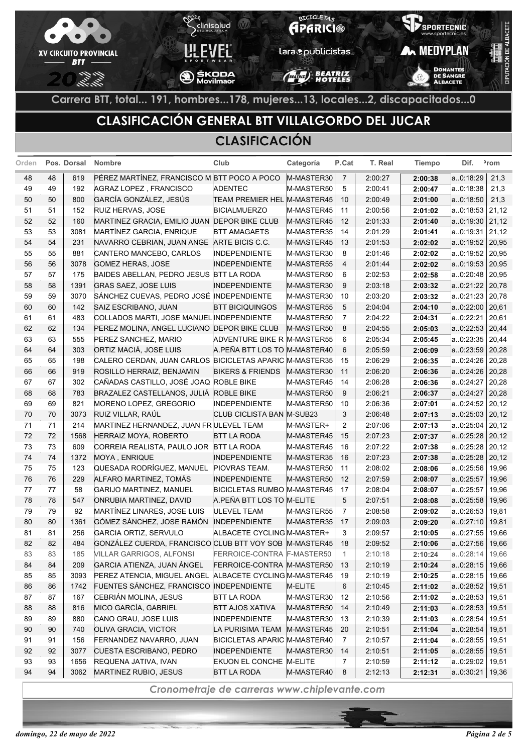Carrera BTT, total... 191, hombres...178, mujeres...13, locales...2, discapacitados...0

## CLASIFICACIÓN GENERAL BTT VILLALGORDO DEL JUCAR

## CLASIFICACIÓN

| Orden | Pos. | Dorsal | Nombre | Club | Categoría | P.Cat | T. Real | Tiempo | Dif. | Prom |
|---|---|---|---|---|---|---|---|---|---|---|
| 48 | 48 | 619 | PÉREZ MARTÍNEZ, FRANCISCO M | BTT POCO A POCO | M-MASTER30 | 7 | 2:00:27 | **2:00:38** | a..0:18:29 | 21,3 |
| 49 | 49 | 192 | AGRAZ LOPEZ , FRANCISCO | ADENTEC | M-MASTER50 | 5 | 2:00:41 | **2:00:47** | a..0:18:38 | 21,3 |
| 50 | 50 | 800 | GARCÍA GONZÁLEZ, JESÚS | TEAM PREMIER HEL | M-MASTER45 | 10 | 2:00:49 | **2:01:00** | a..0:18:50 | 21,3 |
| 51 | 51 | 152 | RUIZ HERVAS, JOSE | BICIALMUERZO | M-MASTER45 | 11 | 2:00:56 | **2:01:02** | a..0:18:53 | 21,12 |
| 52 | 52 | 160 | MARTINEZ GRACIA, EMILIO JUAN | DEPOR BIKE CLUB | M-MASTER45 | 12 | 2:01:33 | **2:01:40** | a..0:19:30 | 21,12 |
| 53 | 53 | 3081 | MARTÍNEZ GARCIA, ENRIQUE | BTT AMAGAETS | M-MASTER35 | 14 | 2:01:29 | **2:01:41** | a..0:19:31 | 21,12 |
| 54 | 54 | 231 | NAVARRO CEBRIAN, JUAN ANGE | ARTE BICIS C.C. | M-MASTER45 | 13 | 2:01:53 | **2:02:02** | a..0:19:52 | 20,95 |
| 55 | 55 | 881 | CANTERO MANCEBO, CARLOS | INDEPENDIENTE | M-MASTER30 | 8 | 2:01:46 | **2:02:02** | a..0:19:52 | 20,95 |
| 56 | 56 | 3078 | GOMEZ HERAS, JOSE | INDEPENDIENTE | M-MASTER55 | 4 | 2:01:44 | **2:02:02** | a..0:19:53 | 20,95 |
| 57 | 57 | 175 | BAIDES ABELLAN, PEDRO JESUS | BTT LA RODA | M-MASTER50 | 6 | 2:02:53 | **2:02:58** | a..0:20:48 | 20,95 |
| 58 | 58 | 1391 | GRAS SAEZ, JOSE LUIS | INDEPENDIENTE | M-MASTER30 | 9 | 2:03:18 | **2:03:32** | a..0:21:22 | 20,78 |
| 59 | 59 | 3070 | SÁNCHEZ CUEVAS, PEDRO JOSÉ | INDEPENDIENTE | M-MASTER30 | 10 | 2:03:20 | **2:03:32** | a..0:21:23 | 20,78 |
| 60 | 60 | 142 | SAIZ ESCRIBANO, JUAN | BTT BICIQUINGOS | M-MASTER55 | 5 | 2:04:04 | **2:04:10** | a..0:22:00 | 20,61 |
| 61 | 61 | 483 | COLLADOS MARTI, JOSE MANUEL | INDEPENDIENTE | M-MASTER50 | 7 | 2:04:22 | **2:04:31** | a..0:22:21 | 20,61 |
| 62 | 62 | 134 | PEREZ MOLINA, ANGEL LUCIANO | DEPOR BIKE CLUB | M-MASTER50 | 8 | 2:04:55 | **2:05:03** | a..0:22:53 | 20,44 |
| 63 | 63 | 555 | PEREZ SANCHEZ, MARIO | ADVENTURE BIKE R | M-MASTER55 | 6 | 2:05:34 | **2:05:45** | a..0:23:35 | 20,44 |
| 64 | 64 | 303 | ORTIZ MACIÁ, JOSE LUIS | A.PEÑA BTT LOS TO | M-MASTER40 | 6 | 2:05:59 | **2:06:09** | a..0:23:59 | 20,28 |
| 65 | 65 | 198 | CALERO CERDAN, JUAN CARLOS | BICICLETAS APARIC | M-MASTER35 | 15 | 2:06:29 | **2:06:35** | a..0:24:26 | 20,28 |
| 66 | 66 | 919 | ROSILLO HERRAIZ, BENJAMIN | BIKERS & FRIENDS | M-MASTER30 | 11 | 2:06:20 | **2:06:36** | a..0:24:26 | 20,28 |
| 67 | 67 | 302 | CAÑADAS CASTILLO, JOSÉ JOAQ | ROBLE BIKE | M-MASTER45 | 14 | 2:06:28 | **2:06:36** | a..0:24:27 | 20,28 |
| 68 | 68 | 783 | BRAZALEZ CASTELLANOS, JULIÁ | ROBLE BIKE | M-MASTER50 | 9 | 2:06:21 | **2:06:37** | a..0:24:27 | 20,28 |
| 69 | 69 | 821 | MORENO LOPEZ, GREGORIO | INDEPENDIENTE | M-MASTER50 | 10 | 2:06:36 | **2:07:01** | a..0:24:52 | 20,12 |
| 70 | 70 | 3073 | RUIZ VILLAR, RAÚL | CLUB CICLISTA BAN | M-SUB23 | 3 | 2:06:48 | **2:07:13** | a..0:25:03 | 20,12 |
| 71 | 71 | 214 | MARTINEZ HERNANDEZ, JUAN FR | ULEVEL TEAM | M-MASTER+ | 2 | 2:07:06 | **2:07:13** | a..0:25:04 | 20,12 |
| 72 | 72 | 1568 | HERRAIZ MOYA, ROBERTO | BTT LA RODA | M-MASTER45 | 15 | 2:07:23 | **2:07:37** | a..0:25:28 | 20,12 |
| 73 | 73 | 609 | CORREIA REALISTA, PAULO JOR | BTT LA RODA | M-MASTER45 | 16 | 2:07:22 | **2:07:38** | a..0:25:28 | 20,12 |
| 74 | 74 | 1372 | MOYA , ENRIQUE | INDEPENDIENTE | M-MASTER35 | 16 | 2:07:23 | **2:07:38** | a..0:25:28 | 20,12 |
| 75 | 75 | 123 | QUESADA RODRÍGUEZ, MANUEL | PIOVRAS TEAM. | M-MASTER50 | 11 | 2:08:02 | **2:08:06** | a..0:25:56 | 19,96 |
| 76 | 76 | 229 | ALFARO MARTINEZ, TOMÁS | INDEPENDIENTE | M-MASTER50 | 12 | 2:07:59 | **2:08:07** | a..0:25:57 | 19,96 |
| 77 | 77 | 58 | GARIJO MARTINEZ, MANUEL | BICICLETAS RUMBO | M-MASTER45 | 17 | 2:08:04 | **2:08:07** | a..0:25:57 | 19,96 |
| 78 | 78 | 547 | ONRUBIA MARTINEZ, DAVID | A.PEÑA BTT LOS TO | M-ELITE | 5 | 2:07:51 | **2:08:08** | a..0:25:58 | 19,96 |
| 79 | 79 | 92 | MARTÍNEZ LINARES, JOSE LUIS | ULEVEL TEAM | M-MASTER55 | 7 | 2:08:58 | **2:09:02** | a..0:26:53 | 19,81 |
| 80 | 80 | 1361 | GÓMEZ SÁNCHEZ, JOSE RAMÓN | INDEPENDIENTE | M-MASTER35 | 17 | 2:09:03 | **2:09:20** | a..0:27:10 | 19,81 |
| 81 | 81 | 256 | GARCIA ORTIZ, SERVULO | ALBACETE CYCLING | M-MASTER+ | 3 | 2:09:57 | **2:10:05** | a..0:27:55 | 19,66 |
| 82 | 82 | 484 | GONZÁLEZ CUERDA, FRANCISCO | CLUB BTT VOY SOB | M-MASTER45 | 18 | 2:09:52 | **2:10:06** | a..0:27:56 | 19,66 |
| 83 | 83 | 185 | VILLAR GARRIGOS, ALFONSI | FERROICE-CONTRA | F-MASTER50 | 1 | 2:10:18 | **2:10:24** | a..0:28:14 | 19,66 |
| 84 | 84 | 209 | GARCIA ATIENZA, JUAN ÁNGEL | FERROICE-CONTRA | M-MASTER50 | 13 | 2:10:19 | **2:10:24** | a..0:28:15 | 19,66 |
| 85 | 85 | 3093 | PEREZ ATENCIA, MIGUEL ANGEL | ALBACETE CYCLING | M-MASTER45 | 19 | 2:10:19 | **2:10:25** | a..0:28:15 | 19,66 |
| 86 | 86 | 1742 | FUENTES SÁNCHEZ, FRANCISCO | INDEPENDIENTE | M-ELITE | 6 | 2:10:45 | **2:11:02** | a..0:28:52 | 19,51 |
| 87 | 87 | 167 | CEBRIÁN MOLINA, JESUS | BTT LA RODA | M-MASTER30 | 12 | 2:10:56 | **2:11:02** | a..0:28:53 | 19,51 |
| 88 | 88 | 816 | MICO GARCÍA, GABRIEL | BTT AJOS XATIVA | M-MASTER50 | 14 | 2:10:49 | **2:11:03** | a..0:28:53 | 19,51 |
| 89 | 89 | 880 | CANO GRAU, JOSE LUIS | INDEPENDIENTE | M-MASTER30 | 13 | 2:10:39 | **2:11:03** | a..0:28:54 | 19,51 |
| 90 | 90 | 740 | OLIVA GRACIA, VICTOR | LA PURISIMA TEAM | M-MASTER45 | 20 | 2:10:51 | **2:11:04** | a..0:28:54 | 19,51 |
| 91 | 91 | 156 | FERNANDEZ NAVARRO, JUAN | BICICLETAS APARIC | M-MASTER40 | 7 | 2:10:57 | **2:11:04** | a..0:28:55 | 19,51 |
| 92 | 92 | 3077 | CUESTA ESCRIBANO, PEDRO | INDEPENDIENTE | M-MASTER30 | 14 | 2:10:51 | **2:11:05** | a..0:28:55 | 19,51 |
| 93 | 93 | 1656 | REQUENA JATIVA, IVAN | EKUON EL CONCHE | M-ELITE | 7 | 2:10:59 | **2:11:12** | a..0:29:02 | 19,51 |
| 94 | 94 | 3062 | MARTINEZ RUBIO, JESUS | BTT LA RODA | M-MASTER40 | 8 | 2:12:13 | **2:12:31** | a..0:30:21 | 19,36 |

*Cronometraje de carreras www.chiplevante.com*

*domingo, 22 de mayo de 2022*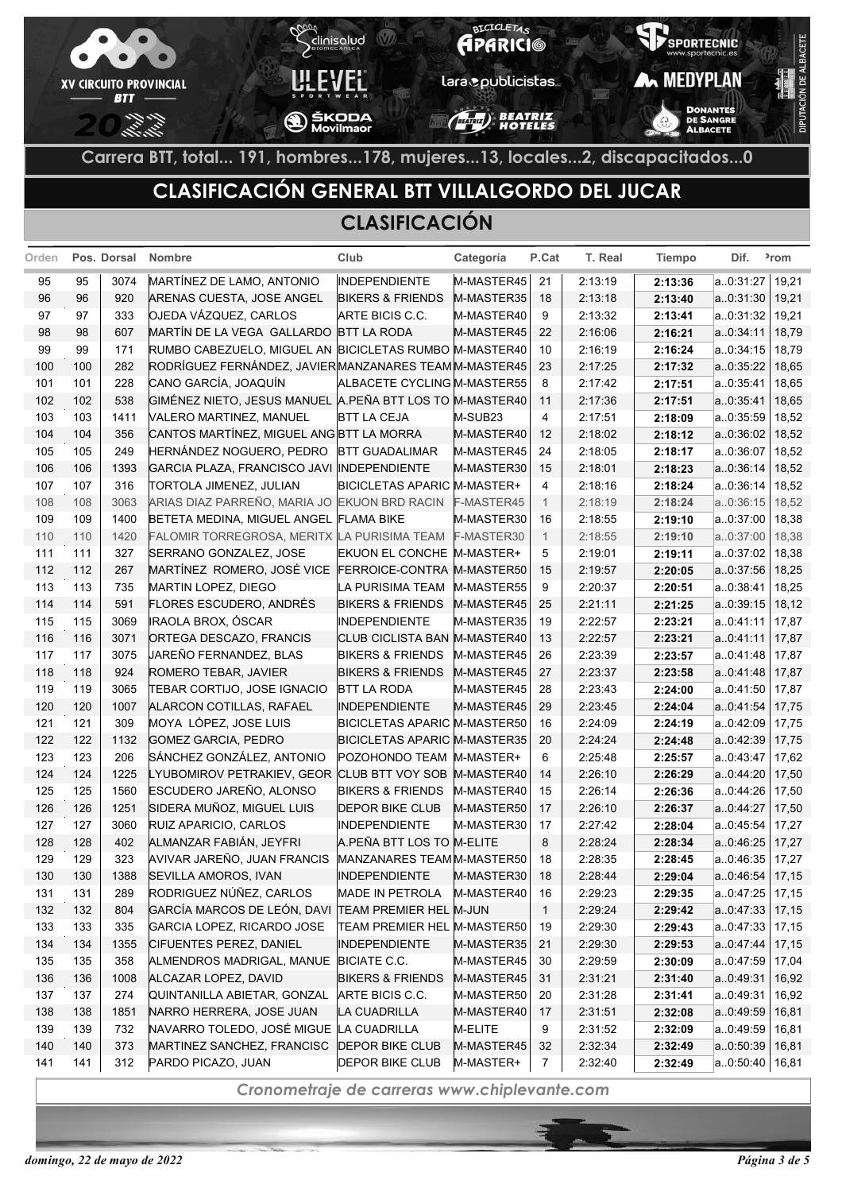Carrera BTT, total... 191, hombres...178, mujeres...13, locales...2, discapacitados...0

# CLASIFICACIÓN GENERAL BTT VILLALGORDO DEL JUCAR

## CLASIFICACIÓN

| Orden | Pos. | Dorsal | Nombre | Club | Categoría | P.Cat | T. Real | Tiempo | Dif. | Prom |
|---|---|---|---|---|---|---|---|---|---|---|
| 95 | 95 | 3074 | MARTÍNEZ DE LAMO, ANTONIO | INDEPENDIENTE | M-MASTER45 | 21 | 2:13:19 | **2:13:36** | a..0:31:27 | 19,21 |
| 96 | 96 | 920 | ARENAS CUESTA, JOSE ANGEL | BIKERS & FRIENDS | M-MASTER35 | 18 | 2:13:18 | **2:13:40** | a..0:31:30 | 19,21 |
| 97 | 97 | 333 | OJEDA VÁZQUEZ, CARLOS | ARTE BICIS C.C. | M-MASTER40 | 9 | 2:13:32 | **2:13:41** | a..0:31:32 | 19,21 |
| 98 | 98 | 607 | MARTÍN DE LA VEGA GALLARDO | BTT LA RODA | M-MASTER45 | 22 | 2:16:06 | **2:16:21** | a..0:34:11 | 18,79 |
| 99 | 99 | 171 | RUMBO CABEZUELO, MIGUEL AN | BICICLETAS RUMBO | M-MASTER40 | 10 | 2:16:19 | **2:16:24** | a..0:34:15 | 18,79 |
| 100 | 100 | 282 | RODRÍGUEZ FERNÁNDEZ, JAVIER | MANZANARES TEAM | M-MASTER45 | 23 | 2:17:25 | **2:17:32** | a..0:35:22 | 18,65 |
| 101 | 101 | 228 | CANO GARCÍA, JOAQUÍN | ALBACETE CYCLING | M-MASTER55 | 8 | 2:17:42 | **2:17:51** | a..0:35:41 | 18,65 |
| 102 | 102 | 538 | GIMÉNEZ NIETO, JESUS MANUEL | A.PEÑA BTT LOS TO | M-MASTER40 | 11 | 2:17:36 | **2:17:51** | a..0:35:41 | 18,65 |
| 103 | 103 | 1411 | VALERO MARTINEZ, MANUEL | BTT LA CEJA | M-SUB23 | 4 | 2:17:51 | **2:18:09** | a..0:35:59 | 18,52 |
| 104 | 104 | 356 | CANTOS MARTÍNEZ, MIGUEL ANG | BTT LA MORRA | M-MASTER40 | 12 | 2:18:02 | **2:18:12** | a..0:36:02 | 18,52 |
| 105 | 105 | 249 | HERNÁNDEZ NOGUERO, PEDRO | BTT GUADALIMAR | M-MASTER45 | 24 | 2:18:05 | **2:18:17** | a..0:36:07 | 18,52 |
| 106 | 106 | 1393 | GARCIA PLAZA, FRANCISCO JAVI | INDEPENDIENTE | M-MASTER30 | 15 | 2:18:01 | **2:18:23** | a..0:36:14 | 18,52 |
| 107 | 107 | 316 | TORTOLA JIMENEZ, JULIAN | BICICLETAS APARIC | M-MASTER+ | 4 | 2:18:16 | **2:18:24** | a..0:36:14 | 18,52 |
| 108 | 108 | 3063 | ARIAS DIAZ PARREÑO, MARIA JO | EKUON BRD RACIN | F-MASTER45 | 1 | 2:18:19 | **2:18:24** | a..0:36:15 | 18,52 |
| 109 | 109 | 1400 | BETETA MEDINA, MIGUEL ANGEL | FLAMA BIKE | M-MASTER30 | 16 | 2:18:55 | **2:19:10** | a..0:37:00 | 18,38 |
| 110 | 110 | 1420 | FALOMIR TORREGROSA, MERITX | LA PURISIMA TEAM | F-MASTER30 | 1 | 2:18:55 | **2:19:10** | a..0:37:00 | 18,38 |
| 111 | 111 | 327 | SERRANO GONZALEZ, JOSE | EKUON EL CONCHE | M-MASTER+ | 5 | 2:19:01 | **2:19:11** | a..0:37:02 | 18,38 |
| 112 | 112 | 267 | MARTÍNEZ ROMERO, JOSÉ VICE | FERROICE-CONTRA | M-MASTER50 | 15 | 2:19:57 | **2:20:05** | a..0:37:56 | 18,25 |
| 113 | 113 | 735 | MARTIN LOPEZ, DIEGO | LA PURISIMA TEAM | M-MASTER55 | 9 | 2:20:37 | **2:20:51** | a..0:38:41 | 18,25 |
| 114 | 114 | 591 | FLORES ESCUDERO, ANDRÉS | BIKERS & FRIENDS | M-MASTER45 | 25 | 2:21:11 | **2:21:25** | a..0:39:15 | 18,12 |
| 115 | 115 | 3069 | IRAOLA BROX, ÓSCAR | INDEPENDIENTE | M-MASTER35 | 19 | 2:22:57 | **2:23:21** | a..0:41:11 | 17,87 |
| 116 | 116 | 3071 | ORTEGA DESCAZO, FRANCIS | CLUB CICLISTA BAN | M-MASTER40 | 13 | 2:22:57 | **2:23:21** | a..0:41:11 | 17,87 |
| 117 | 117 | 3075 | JAREÑO FERNANDEZ, BLAS | BIKERS & FRIENDS | M-MASTER45 | 26 | 2:23:39 | **2:23:57** | a..0:41:48 | 17,87 |
| 118 | 118 | 924 | ROMERO TEBAR, JAVIER | BIKERS & FRIENDS | M-MASTER45 | 27 | 2:23:37 | **2:23:58** | a..0:41:48 | 17,87 |
| 119 | 119 | 3065 | TEBAR CORTIJO, JOSE IGNACIO | BTT LA RODA | M-MASTER45 | 28 | 2:23:43 | **2:24:00** | a..0:41:50 | 17,87 |
| 120 | 120 | 1007 | ALARCON COTILLAS, RAFAEL | INDEPENDIENTE | M-MASTER45 | 29 | 2:23:45 | **2:24:04** | a..0:41:54 | 17,75 |
| 121 | 121 | 309 | MOYA LÓPEZ, JOSE LUIS | BICICLETAS APARIC | M-MASTER50 | 16 | 2:24:09 | **2:24:19** | a..0:42:09 | 17,75 |
| 122 | 122 | 1132 | GOMEZ GARCIA, PEDRO | BICICLETAS APARIC | M-MASTER35 | 20 | 2:24:24 | **2:24:48** | a..0:42:39 | 17,75 |
| 123 | 123 | 206 | SÁNCHEZ GONZÁLEZ, ANTONIO | POZOHONDO TEAM | M-MASTER+ | 6 | 2:25:48 | **2:25:57** | a..0:43:47 | 17,62 |
| 124 | 124 | 1225 | LYUBOMIROV PETRAKIEV, GEOR | CLUB BTT VOY SOB | M-MASTER40 | 14 | 2:26:10 | **2:26:29** | a..0:44:20 | 17,50 |
| 125 | 125 | 1560 | ESCUDERO JAREÑO, ALONSO | BIKERS & FRIENDS | M-MASTER40 | 15 | 2:26:14 | **2:26:36** | a..0:44:26 | 17,50 |
| 126 | 126 | 1251 | SIDERA MUÑOZ, MIGUEL LUIS | DEPOR BIKE CLUB | M-MASTER50 | 17 | 2:26:10 | **2:26:37** | a..0:44:27 | 17,50 |
| 127 | 127 | 3060 | RUIZ APARICIO, CARLOS | INDEPENDIENTE | M-MASTER30 | 17 | 2:27:42 | **2:28:04** | a..0:45:54 | 17,27 |
| 128 | 128 | 402 | ALMANZAR FABIÁN, JEYFRI | A.PEÑA BTT LOS TO | M-ELITE | 8 | 2:28:24 | **2:28:34** | a..0:46:25 | 17,27 |
| 129 | 129 | 323 | AVIVAR JAREÑO, JUAN FRANCIS | MANZANARES TEAM | M-MASTER50 | 18 | 2:28:35 | **2:28:45** | a..0:46:35 | 17,27 |
| 130 | 130 | 1388 | SEVILLA AMOROS, IVAN | INDEPENDIENTE | M-MASTER30 | 18 | 2:28:44 | **2:29:04** | a..0:46:54 | 17,15 |
| 131 | 131 | 289 | RODRIGUEZ NÚÑEZ, CARLOS | MADE IN PETROLA | M-MASTER40 | 16 | 2:29:23 | **2:29:35** | a..0:47:25 | 17,15 |
| 132 | 132 | 804 | GARCÍA MARCOS DE LEÓN, DAVI | TEAM PREMIER HEL | M-JUN | 1 | 2:29:24 | **2:29:42** | a..0:47:33 | 17,15 |
| 133 | 133 | 335 | GARCIA LOPEZ, RICARDO JOSE | TEAM PREMIER HEL | M-MASTER50 | 19 | 2:29:30 | **2:29:43** | a..0:47:33 | 17,15 |
| 134 | 134 | 1355 | CIFUENTES PEREZ, DANIEL | INDEPENDIENTE | M-MASTER35 | 21 | 2:29:30 | **2:29:53** | a..0:47:44 | 17,15 |
| 135 | 135 | 358 | ALMENDROS MADRIGAL, MANUE | BICIATE C.C. | M-MASTER45 | 30 | 2:29:59 | **2:30:09** | a..0:47:59 | 17,04 |
| 136 | 136 | 1008 | ALCAZAR LOPEZ, DAVID | BIKERS & FRIENDS | M-MASTER45 | 31 | 2:31:21 | **2:31:40** | a..0:49:31 | 16,92 |
| 137 | 137 | 274 | QUINTANILLA ABIETAR, GONZAL | ARTE BICIS C.C. | M-MASTER50 | 20 | 2:31:28 | **2:31:41** | a..0:49:31 | 16,92 |
| 138 | 138 | 1851 | NARRO HERRERA, JOSE JUAN | LA CUADRILLA | M-MASTER40 | 17 | 2:31:51 | **2:32:08** | a..0:49:59 | 16,81 |
| 139 | 139 | 732 | NAVARRO TOLEDO, JOSÉ MIGUE | LA CUADRILLA | M-ELITE | 9 | 2:31:52 | **2:32:09** | a..0:49:59 | 16,81 |
| 140 | 140 | 373 | MARTINEZ SANCHEZ, FRANCISC | DEPOR BIKE CLUB | M-MASTER45 | 32 | 2:32:34 | **2:32:49** | a..0:50:39 | 16,81 |
| 141 | 141 | 312 | PARDO PICAZO, JUAN | DEPOR BIKE CLUB | M-MASTER+ | 7 | 2:32:40 | **2:32:49** | a..0:50:40 | 16,81 |

*Cronometraje de carreras www.chiplevante.com*

*domingo, 22 de mayo de 2022*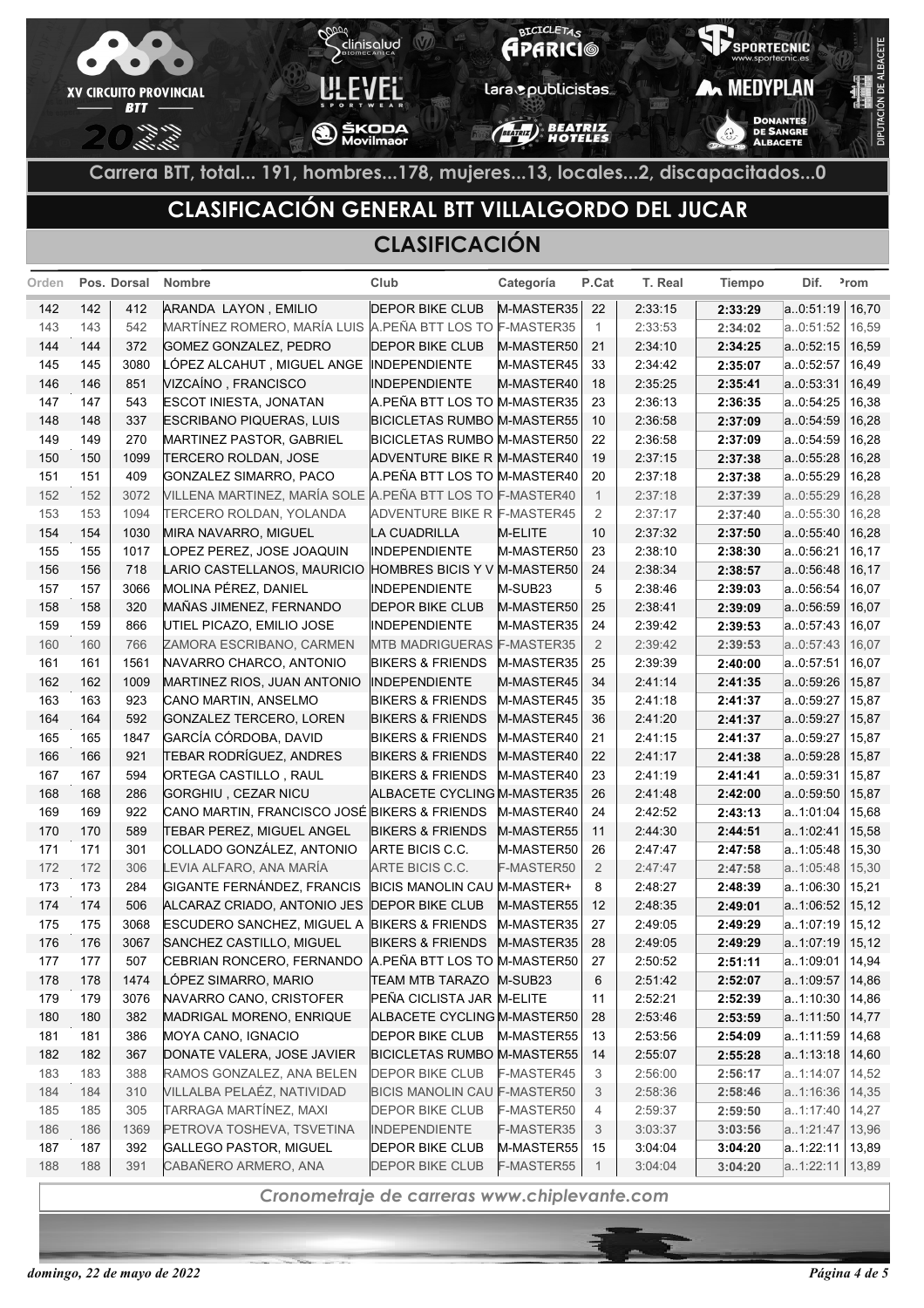Carrera BTT, total... 191, hombres...178, mujeres...13, locales...2, discapacitados...0

# CLASIFICACIÓN GENERAL BTT VILLALGORDO DEL JUCAR

## CLASIFICACIÓN

| Orden | Pos. | Dorsal | Nombre | Club | Categoría | P.Cat | T. Real | Tiempo | Dif. | Prom |
|---|---|---|---|---|---|---|---|---|---|---|
| 142 | 142 | 412 | ARANDA LAYON , EMILIO | DEPOR BIKE CLUB | M-MASTER35 | 22 | 2:33:15 | **2:33:29** | a..0:51:19 | 16,70 |
| 143 | 143 | 542 | MARTÍNEZ ROMERO, MARÍA LUIS | A.PEÑA BTT LOS TO | F-MASTER35 | 1 | 2:33:53 | **2:34:02** | a..0:51:52 | 16,59 |
| 144 | 144 | 372 | GOMEZ GONZALEZ, PEDRO | DEPOR BIKE CLUB | M-MASTER50 | 21 | 2:34:10 | **2:34:25** | a..0:52:15 | 16,59 |
| 145 | 145 | 3080 | LÓPEZ ALCAHUT , MIGUEL ANGE | INDEPENDIENTE | M-MASTER45 | 33 | 2:34:42 | **2:35:07** | a..0:52:57 | 16,49 |
| 146 | 146 | 851 | VIZCAÍNO , FRANCISCO | INDEPENDIENTE | M-MASTER40 | 18 | 2:35:25 | **2:35:41** | a..0:53:31 | 16,49 |
| 147 | 147 | 543 | ESCOT INIESTA, JONATAN | A.PEÑA BTT LOS TO | M-MASTER35 | 23 | 2:36:13 | **2:36:35** | a..0:54:25 | 16,38 |
| 148 | 148 | 337 | ESCRIBANO PIQUERAS, LUIS | BICICLETAS RUMBO | M-MASTER55 | 10 | 2:36:58 | **2:37:09** | a..0:54:59 | 16,28 |
| 149 | 149 | 270 | MARTINEZ PASTOR, GABRIEL | BICICLETAS RUMBO | M-MASTER50 | 22 | 2:36:58 | **2:37:09** | a..0:54:59 | 16,28 |
| 150 | 150 | 1099 | TERCERO ROLDAN, JOSE | ADVENTURE BIKE R | M-MASTER40 | 19 | 2:37:15 | **2:37:38** | a..0:55:28 | 16,28 |
| 151 | 151 | 409 | GONZALEZ SIMARRO, PACO | A.PEÑA BTT LOS TO | M-MASTER40 | 20 | 2:37:18 | **2:37:38** | a..0:55:29 | 16,28 |
| 152 | 152 | 3072 | VILLENA MARTINEZ, MARÍA SOLE | A.PEÑA BTT LOS TO | F-MASTER40 | 1 | 2:37:18 | **2:37:39** | a..0:55:29 | 16,28 |
| 153 | 153 | 1094 | TERCERO ROLDAN, YOLANDA | ADVENTURE BIKE R | F-MASTER45 | 2 | 2:37:17 | **2:37:40** | a..0:55:30 | 16,28 |
| 154 | 154 | 1030 | MIRA NAVARRO, MIGUEL | LA CUADRILLA | M-ELITE | 10 | 2:37:32 | **2:37:50** | a..0:55:40 | 16,28 |
| 155 | 155 | 1017 | LOPEZ PEREZ, JOSE JOAQUIN | INDEPENDIENTE | M-MASTER50 | 23 | 2:38:10 | **2:38:30** | a..0:56:21 | 16,17 |
| 156 | 156 | 718 | LARIO CASTELLANOS, MAURICIO | HOMBRES BICIS Y V | M-MASTER50 | 24 | 2:38:34 | **2:38:57** | a..0:56:48 | 16,17 |
| 157 | 157 | 3066 | MOLINA PÉREZ, DANIEL | INDEPENDIENTE | M-SUB23 | 5 | 2:38:46 | **2:39:03** | a..0:56:54 | 16,07 |
| 158 | 158 | 320 | MAÑAS JIMENEZ, FERNANDO | DEPOR BIKE CLUB | M-MASTER50 | 25 | 2:38:41 | **2:39:09** | a..0:56:59 | 16,07 |
| 159 | 159 | 866 | UTIEL PICAZO, EMILIO JOSE | INDEPENDIENTE | M-MASTER35 | 24 | 2:39:42 | **2:39:53** | a..0:57:43 | 16,07 |
| 160 | 160 | 766 | ZAMORA ESCRIBANO, CARMEN | MTB MADRIGUERAS | F-MASTER35 | 2 | 2:39:42 | **2:39:53** | a..0:57:43 | 16,07 |
| 161 | 161 | 1561 | NAVARRO CHARCO, ANTONIO | BIKERS & FRIENDS | M-MASTER35 | 25 | 2:39:39 | **2:40:00** | a..0:57:51 | 16,07 |
| 162 | 162 | 1009 | MARTINEZ RIOS, JUAN ANTONIO | INDEPENDIENTE | M-MASTER45 | 34 | 2:41:14 | **2:41:35** | a..0:59:26 | 15,87 |
| 163 | 163 | 923 | CANO MARTIN, ANSELMO | BIKERS & FRIENDS | M-MASTER45 | 35 | 2:41:18 | **2:41:37** | a..0:59:27 | 15,87 |
| 164 | 164 | 592 | GONZALEZ TERCERO, LOREN | BIKERS & FRIENDS | M-MASTER45 | 36 | 2:41:20 | **2:41:37** | a..0:59:27 | 15,87 |
| 165 | 165 | 1847 | GARCÍA CÓRDOBA, DAVID | BIKERS & FRIENDS | M-MASTER40 | 21 | 2:41:15 | **2:41:37** | a..0:59:27 | 15,87 |
| 166 | 166 | 921 | TEBAR RODRÍGUEZ, ANDRES | BIKERS & FRIENDS | M-MASTER40 | 22 | 2:41:17 | **2:41:38** | a..0:59:28 | 15,87 |
| 167 | 167 | 594 | ORTEGA CASTILLO , RAUL | BIKERS & FRIENDS | M-MASTER40 | 23 | 2:41:19 | **2:41:41** | a..0:59:31 | 15,87 |
| 168 | 168 | 286 | GORGHIU , CEZAR NICU | ALBACETE CYCLING | M-MASTER35 | 26 | 2:41:48 | **2:42:00** | a..0:59:50 | 15,87 |
| 169 | 169 | 922 | CANO MARTIN, FRANCISCO JOSÉ | BIKERS & FRIENDS | M-MASTER40 | 24 | 2:42:52 | **2:43:13** | a..1:01:04 | 15,68 |
| 170 | 170 | 589 | TEBAR PEREZ, MIGUEL ANGEL | BIKERS & FRIENDS | M-MASTER55 | 11 | 2:44:30 | **2:44:51** | a..1:02:41 | 15,58 |
| 171 | 171 | 301 | COLLADO GONZÁLEZ, ANTONIO | ARTE BICIS C.C. | M-MASTER50 | 26 | 2:47:47 | **2:47:58** | a..1:05:48 | 15,30 |
| 172 | 172 | 306 | LEVIA ALFARO, ANA MARÍA | ARTE BICIS C.C. | F-MASTER50 | 2 | 2:47:47 | **2:47:58** | a..1:05:48 | 15,30 |
| 173 | 173 | 284 | GIGANTE FERNÁNDEZ, FRANCIS | BICIS MANOLIN CAU | M-MASTER+ | 8 | 2:48:27 | **2:48:39** | a..1:06:30 | 15,21 |
| 174 | 174 | 506 | ALCARAZ CRIADO, ANTONIO JES | DEPOR BIKE CLUB | M-MASTER55 | 12 | 2:48:35 | **2:49:01** | a..1:06:52 | 15,12 |
| 175 | 175 | 3068 | ESCUDERO SANCHEZ, MIGUEL A | BIKERS & FRIENDS | M-MASTER35 | 27 | 2:49:05 | **2:49:29** | a..1:07:19 | 15,12 |
| 176 | 176 | 3067 | SANCHEZ CASTILLO, MIGUEL | BIKERS & FRIENDS | M-MASTER35 | 28 | 2:49:05 | **2:49:29** | a..1:07:19 | 15,12 |
| 177 | 177 | 507 | CEBRIAN RONCERO, FERNANDO | A.PEÑA BTT LOS TO | M-MASTER50 | 27 | 2:50:52 | **2:51:11** | a..1:09:01 | 14,94 |
| 178 | 178 | 1474 | LÓPEZ SIMARRO, MARIO | TEAM MTB TARAZO | M-SUB23 | 6 | 2:51:42 | **2:52:07** | a..1:09:57 | 14,86 |
| 179 | 179 | 3076 | NAVARRO CANO, CRISTOFER | PEÑA CICLISTA JAR | M-ELITE | 11 | 2:52:21 | **2:52:39** | a..1:10:30 | 14,86 |
| 180 | 180 | 382 | MADRIGAL MORENO, ENRIQUE | ALBACETE CYCLING | M-MASTER50 | 28 | 2:53:46 | **2:53:59** | a..1:11:50 | 14,77 |
| 181 | 181 | 386 | MOYA CANO, IGNACIO | DEPOR BIKE CLUB | M-MASTER55 | 13 | 2:53:56 | **2:54:09** | a..1:11:59 | 14,68 |
| 182 | 182 | 367 | DONATE VALERA, JOSE JAVIER | BICICLETAS RUMBO | M-MASTER55 | 14 | 2:55:07 | **2:55:28** | a..1:13:18 | 14,60 |
| 183 | 183 | 388 | RAMOS GONZALEZ, ANA BELEN | DEPOR BIKE CLUB | F-MASTER45 | 3 | 2:56:00 | **2:56:17** | a..1:14:07 | 14,52 |
| 184 | 184 | 310 | VILLALBA PELAÉZ, NATIVIDAD | BICIS MANOLIN CAU | F-MASTER50 | 3 | 2:58:36 | **2:58:46** | a..1:16:36 | 14,35 |
| 185 | 185 | 305 | TARRAGA MARTÍNEZ, MAXI | DEPOR BIKE CLUB | F-MASTER50 | 4 | 2:59:37 | **2:59:50** | a..1:17:40 | 14,27 |
| 186 | 186 | 1369 | PETROVA TOSHEVA, TSVETINA | INDEPENDIENTE | F-MASTER35 | 3 | 3:03:37 | **3:03:56** | a..1:21:47 | 13,96 |
| 187 | 187 | 392 | GALLEGO PASTOR, MIGUEL | DEPOR BIKE CLUB | M-MASTER55 | 15 | 3:04:04 | **3:04:20** | a..1:22:11 | 13,89 |
| 188 | 188 | 391 | CABAÑERO ARMERO, ANA | DEPOR BIKE CLUB | F-MASTER55 | 1 | 3:04:04 | **3:04:20** | a..1:22:11 | 13,89 |

*Cronometraje de carreras www.chiplevante.com*

*domingo, 22 de mayo de 2022*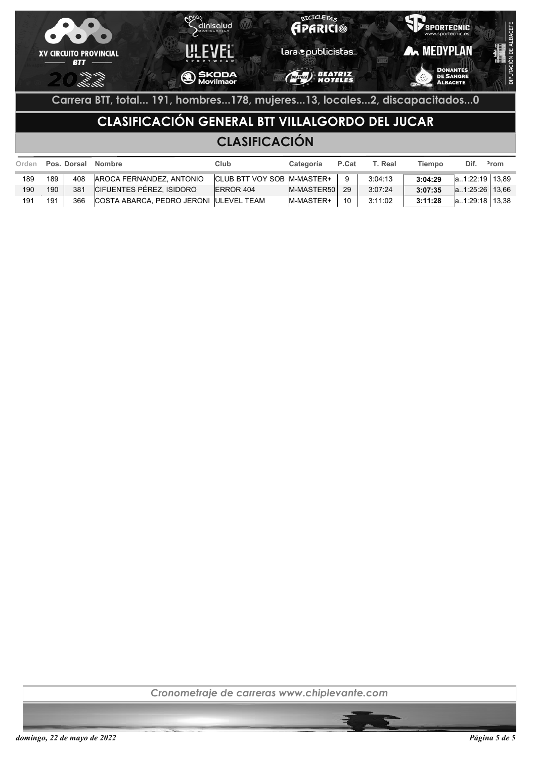Carrera BTT, total... 191, hombres...178, mujeres...13, locales...2, discapacitados...0

## CLASIFICACIÓN GENERAL BTT VILLALGORDO DEL JUCAR

### CLASIFICACIÓN

| Orden | Pos. | Dorsal | Nombre | Club | Categoría | P.Cat | T. Real | Tiempo | Dif. | Prom |
|---|---|---|---|---|---|---|---|---|---|---|
| 189 | 189 | 408 | AROCA FERNANDEZ, ANTONIO | CLUB BTT VOY SOB | M-MASTER+ | 9 | 3:04:13 | **3:04:29** | a..1:22:19 | 13,89 |
| 190 | 190 | 381 | CIFUENTES PÉREZ, ISIDORO | ERROR 404 | M-MASTER50 | 29 | 3:07:24 | **3:07:35** | a..1:25:26 | 13,66 |
| 191 | 191 | 366 | COSTA ABARCA, PEDRO JERONI | ULEVEL TEAM | M-MASTER+ | 10 | 3:11:02 | **3:11:28** | a..1:29:18 | 13,38 |

*Cronometraje de carreras www.chiplevante.com*

*domingo, 22 de mayo de 2022*